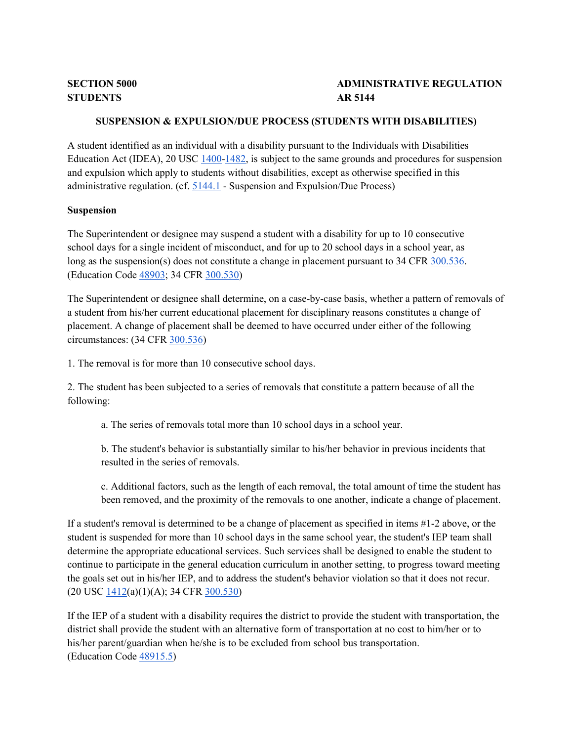**SECTION 5000**
**STUDENTS**

**ADMINISTRATIVE REGULATION**
**AR 5144**

## SUSPENSION & EXPULSION/DUE PROCESS (STUDENTS WITH DISABILITIES)

A student identified as an individual with a disability pursuant to the Individuals with Disabilities Education Act (IDEA), 20 USC 1400-1482, is subject to the same grounds and procedures for suspension and expulsion which apply to students without disabilities, except as otherwise specified in this administrative regulation. (cf. 5144.1 - Suspension and Expulsion/Due Process)

### Suspension

The Superintendent or designee may suspend a student with a disability for up to 10 consecutive school days for a single incident of misconduct, and for up to 20 school days in a school year, as long as the suspension(s) does not constitute a change in placement pursuant to 34 CFR 300.536. (Education Code 48903; 34 CFR 300.530)

The Superintendent or designee shall determine, on a case-by-case basis, whether a pattern of removals of a student from his/her current educational placement for disciplinary reasons constitutes a change of placement. A change of placement shall be deemed to have occurred under either of the following circumstances: (34 CFR 300.536)

1. The removal is for more than 10 consecutive school days.

2. The student has been subjected to a series of removals that constitute a pattern because of all the following:

   a. The series of removals total more than 10 school days in a school year.

   b. The student's behavior is substantially similar to his/her behavior in previous incidents that resulted in the series of removals.

   c. Additional factors, such as the length of each removal, the total amount of time the student has been removed, and the proximity of the removals to one another, indicate a change of placement.

If a student's removal is determined to be a change of placement as specified in items #1-2 above, or the student is suspended for more than 10 school days in the same school year, the student's IEP team shall determine the appropriate educational services. Such services shall be designed to enable the student to continue to participate in the general education curriculum in another setting, to progress toward meeting the goals set out in his/her IEP, and to address the student's behavior violation so that it does not recur. (20 USC 1412(a)(1)(A); 34 CFR 300.530)

If the IEP of a student with a disability requires the district to provide the student with transportation, the district shall provide the student with an alternative form of transportation at no cost to him/her or to his/her parent/guardian when he/she is to be excluded from school bus transportation. (Education Code 48915.5)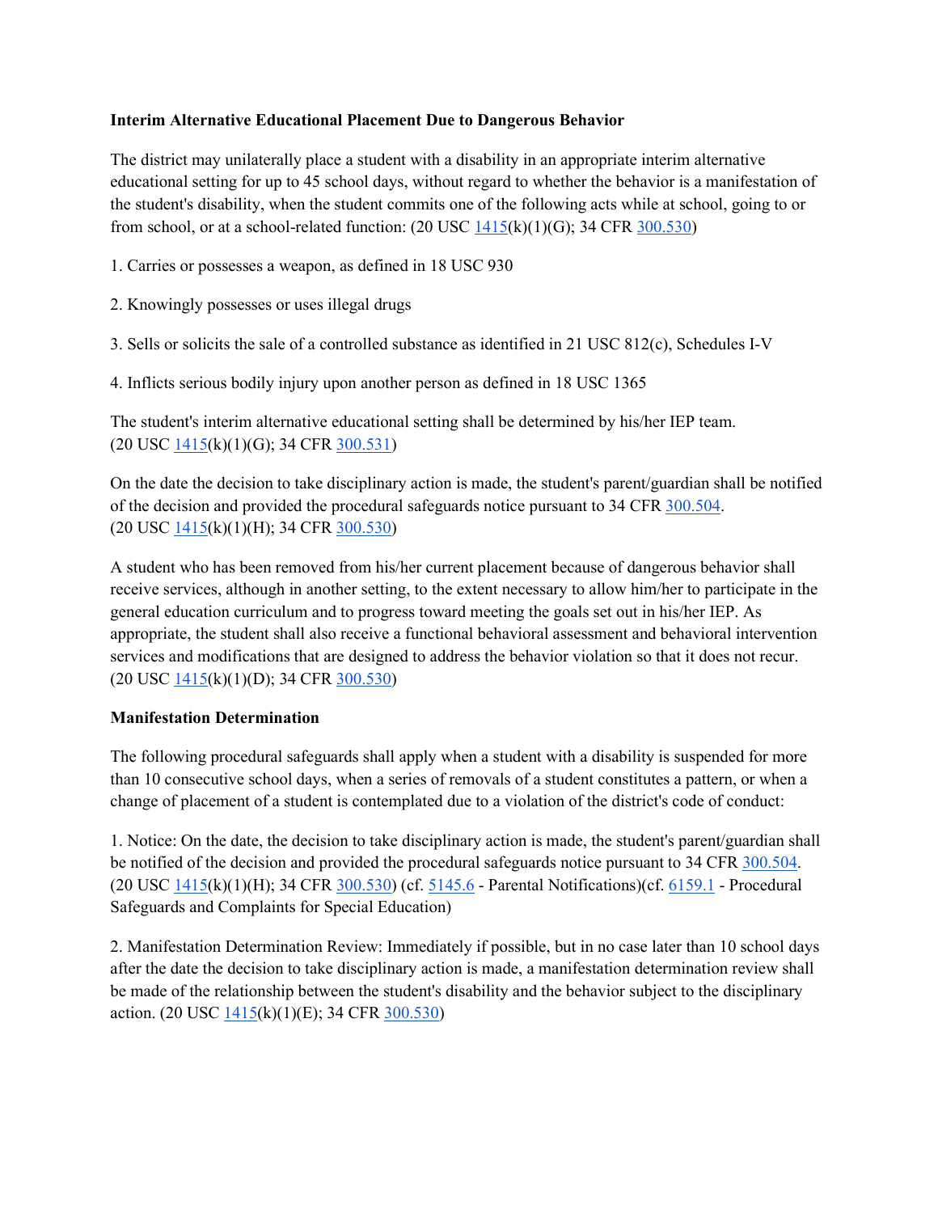**Interim Alternative Educational Placement Due to Dangerous Behavior**

The district may unilaterally place a student with a disability in an appropriate interim alternative educational setting for up to 45 school days, without regard to whether the behavior is a manifestation of the student's disability, when the student commits one of the following acts while at school, going to or from school, or at a school-related function: (20 USC 1415(k)(1)(G); 34 CFR 300.530)

1. Carries or possesses a weapon, as defined in 18 USC 930

2. Knowingly possesses or uses illegal drugs

3. Sells or solicits the sale of a controlled substance as identified in 21 USC 812(c), Schedules I-V

4. Inflicts serious bodily injury upon another person as defined in 18 USC 1365

The student's interim alternative educational setting shall be determined by his/her IEP team. (20 USC 1415(k)(1)(G); 34 CFR 300.531)

On the date the decision to take disciplinary action is made, the student's parent/guardian shall be notified of the decision and provided the procedural safeguards notice pursuant to 34 CFR 300.504. (20 USC 1415(k)(1)(H); 34 CFR 300.530)

A student who has been removed from his/her current placement because of dangerous behavior shall receive services, although in another setting, to the extent necessary to allow him/her to participate in the general education curriculum and to progress toward meeting the goals set out in his/her IEP. As appropriate, the student shall also receive a functional behavioral assessment and behavioral intervention services and modifications that are designed to address the behavior violation so that it does not recur. (20 USC 1415(k)(1)(D); 34 CFR 300.530)

**Manifestation Determination**

The following procedural safeguards shall apply when a student with a disability is suspended for more than 10 consecutive school days, when a series of removals of a student constitutes a pattern, or when a change of placement of a student is contemplated due to a violation of the district's code of conduct:

1. Notice: On the date, the decision to take disciplinary action is made, the student's parent/guardian shall be notified of the decision and provided the procedural safeguards notice pursuant to 34 CFR 300.504. (20 USC 1415(k)(1)(H); 34 CFR 300.530) (cf. 5145.6 - Parental Notifications)(cf. 6159.1 - Procedural Safeguards and Complaints for Special Education)

2. Manifestation Determination Review: Immediately if possible, but in no case later than 10 school days after the date the decision to take disciplinary action is made, a manifestation determination review shall be made of the relationship between the student's disability and the behavior subject to the disciplinary action. (20 USC 1415(k)(1)(E); 34 CFR 300.530)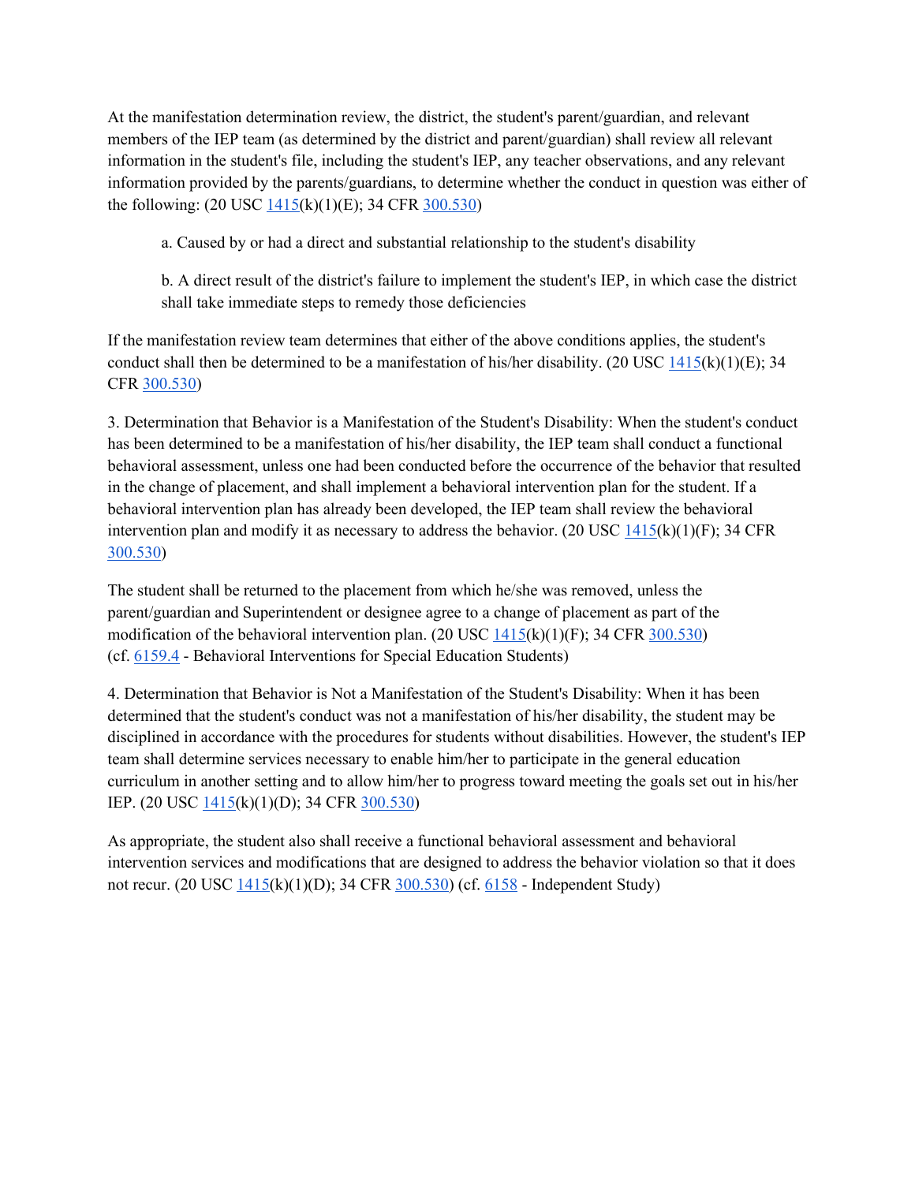At the manifestation determination review, the district, the student's parent/guardian, and relevant members of the IEP team (as determined by the district and parent/guardian) shall review all relevant information in the student's file, including the student's IEP, any teacher observations, and any relevant information provided by the parents/guardians, to determine whether the conduct in question was either of the following: (20 USC 1415(k)(1)(E); 34 CFR 300.530)

> a. Caused by or had a direct and substantial relationship to the student's disability
>
> b. A direct result of the district's failure to implement the student's IEP, in which case the district shall take immediate steps to remedy those deficiencies

If the manifestation review team determines that either of the above conditions applies, the student's conduct shall then be determined to be a manifestation of his/her disability. (20 USC 1415(k)(1)(E); 34 CFR 300.530)

3. Determination that Behavior is a Manifestation of the Student's Disability: When the student's conduct has been determined to be a manifestation of his/her disability, the IEP team shall conduct a functional behavioral assessment, unless one had been conducted before the occurrence of the behavior that resulted in the change of placement, and shall implement a behavioral intervention plan for the student. If a behavioral intervention plan has already been developed, the IEP team shall review the behavioral intervention plan and modify it as necessary to address the behavior. (20 USC 1415(k)(1)(F); 34 CFR 300.530)

The student shall be returned to the placement from which he/she was removed, unless the parent/guardian and Superintendent or designee agree to a change of placement as part of the modification of the behavioral intervention plan. (20 USC 1415(k)(1)(F); 34 CFR 300.530)
(cf. 6159.4 - Behavioral Interventions for Special Education Students)

4. Determination that Behavior is Not a Manifestation of the Student's Disability: When it has been determined that the student's conduct was not a manifestation of his/her disability, the student may be disciplined in accordance with the procedures for students without disabilities. However, the student's IEP team shall determine services necessary to enable him/her to participate in the general education curriculum in another setting and to allow him/her to progress toward meeting the goals set out in his/her IEP. (20 USC 1415(k)(1)(D); 34 CFR 300.530)

As appropriate, the student also shall receive a functional behavioral assessment and behavioral intervention services and modifications that are designed to address the behavior violation so that it does not recur. (20 USC 1415(k)(1)(D); 34 CFR 300.530) (cf. 6158 - Independent Study)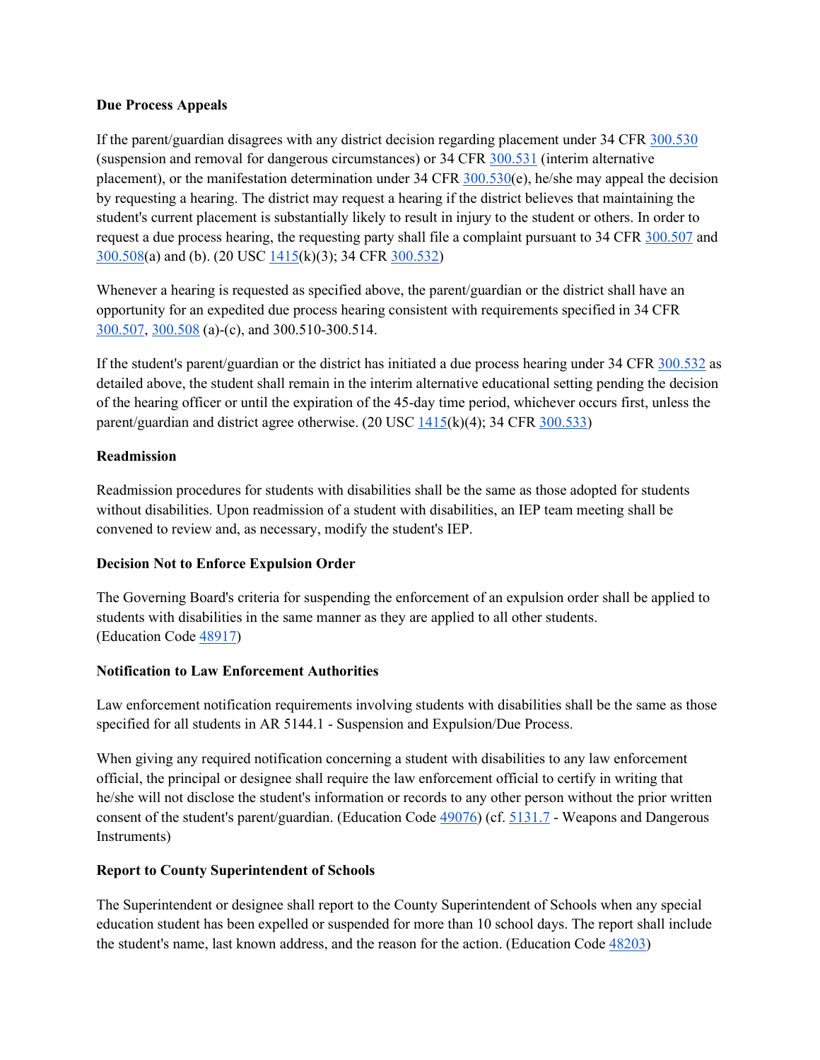**Due Process Appeals**

If the parent/guardian disagrees with any district decision regarding placement under 34 CFR 300.530 (suspension and removal for dangerous circumstances) or 34 CFR 300.531 (interim alternative placement), or the manifestation determination under 34 CFR 300.530(e), he/she may appeal the decision by requesting a hearing. The district may request a hearing if the district believes that maintaining the student's current placement is substantially likely to result in injury to the student or others. In order to request a due process hearing, the requesting party shall file a complaint pursuant to 34 CFR 300.507 and 300.508(a) and (b). (20 USC 1415(k)(3); 34 CFR 300.532)

Whenever a hearing is requested as specified above, the parent/guardian or the district shall have an opportunity for an expedited due process hearing consistent with requirements specified in 34 CFR 300.507, 300.508 (a)-(c), and 300.510-300.514.

If the student's parent/guardian or the district has initiated a due process hearing under 34 CFR 300.532 as detailed above, the student shall remain in the interim alternative educational setting pending the decision of the hearing officer or until the expiration of the 45-day time period, whichever occurs first, unless the parent/guardian and district agree otherwise. (20 USC 1415(k)(4); 34 CFR 300.533)

**Readmission**

Readmission procedures for students with disabilities shall be the same as those adopted for students without disabilities. Upon readmission of a student with disabilities, an IEP team meeting shall be convened to review and, as necessary, modify the student's IEP.

**Decision Not to Enforce Expulsion Order**

The Governing Board's criteria for suspending the enforcement of an expulsion order shall be applied to students with disabilities in the same manner as they are applied to all other students. (Education Code 48917)

**Notification to Law Enforcement Authorities**

Law enforcement notification requirements involving students with disabilities shall be the same as those specified for all students in AR 5144.1 - Suspension and Expulsion/Due Process.

When giving any required notification concerning a student with disabilities to any law enforcement official, the principal or designee shall require the law enforcement official to certify in writing that he/she will not disclose the student's information or records to any other person without the prior written consent of the student's parent/guardian. (Education Code 49076) (cf. 5131.7 - Weapons and Dangerous Instruments)

**Report to County Superintendent of Schools**

The Superintendent or designee shall report to the County Superintendent of Schools when any special education student has been expelled or suspended for more than 10 school days. The report shall include the student's name, last known address, and the reason for the action. (Education Code 48203)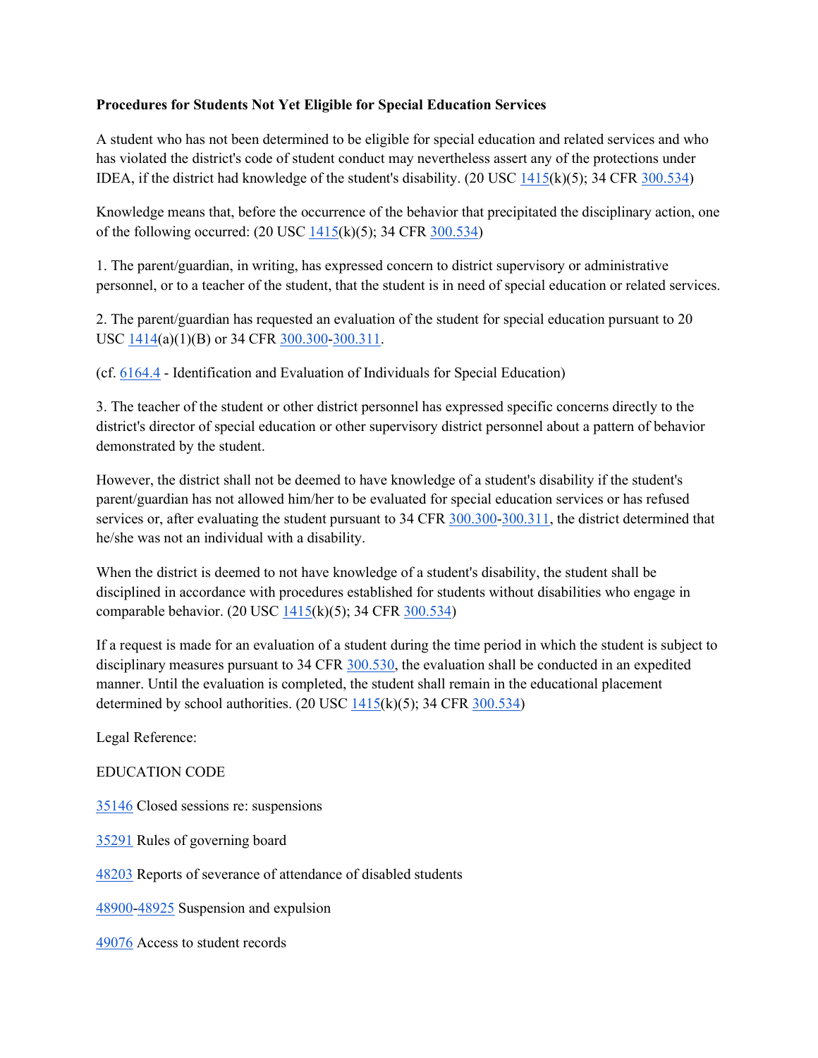**Procedures for Students Not Yet Eligible for Special Education Services**

A student who has not been determined to be eligible for special education and related services and who has violated the district's code of student conduct may nevertheless assert any of the protections under IDEA, if the district had knowledge of the student's disability. (20 USC 1415(k)(5); 34 CFR 300.534)

Knowledge means that, before the occurrence of the behavior that precipitated the disciplinary action, one of the following occurred: (20 USC 1415(k)(5); 34 CFR 300.534)

1. The parent/guardian, in writing, has expressed concern to district supervisory or administrative personnel, or to a teacher of the student, that the student is in need of special education or related services.

2. The parent/guardian has requested an evaluation of the student for special education pursuant to 20 USC 1414(a)(1)(B) or 34 CFR 300.300-300.311.

(cf. 6164.4 - Identification and Evaluation of Individuals for Special Education)

3. The teacher of the student or other district personnel has expressed specific concerns directly to the district's director of special education or other supervisory district personnel about a pattern of behavior demonstrated by the student.

However, the district shall not be deemed to have knowledge of a student's disability if the student's parent/guardian has not allowed him/her to be evaluated for special education services or has refused services or, after evaluating the student pursuant to 34 CFR 300.300-300.311, the district determined that he/she was not an individual with a disability.

When the district is deemed to not have knowledge of a student's disability, the student shall be disciplined in accordance with procedures established for students without disabilities who engage in comparable behavior. (20 USC 1415(k)(5); 34 CFR 300.534)

If a request is made for an evaluation of a student during the time period in which the student is subject to disciplinary measures pursuant to 34 CFR 300.530, the evaluation shall be conducted in an expedited manner. Until the evaluation is completed, the student shall remain in the educational placement determined by school authorities. (20 USC 1415(k)(5); 34 CFR 300.534)

Legal Reference:

EDUCATION CODE

35146 Closed sessions re: suspensions

35291 Rules of governing board

48203 Reports of severance of attendance of disabled students

48900-48925 Suspension and expulsion

49076 Access to student records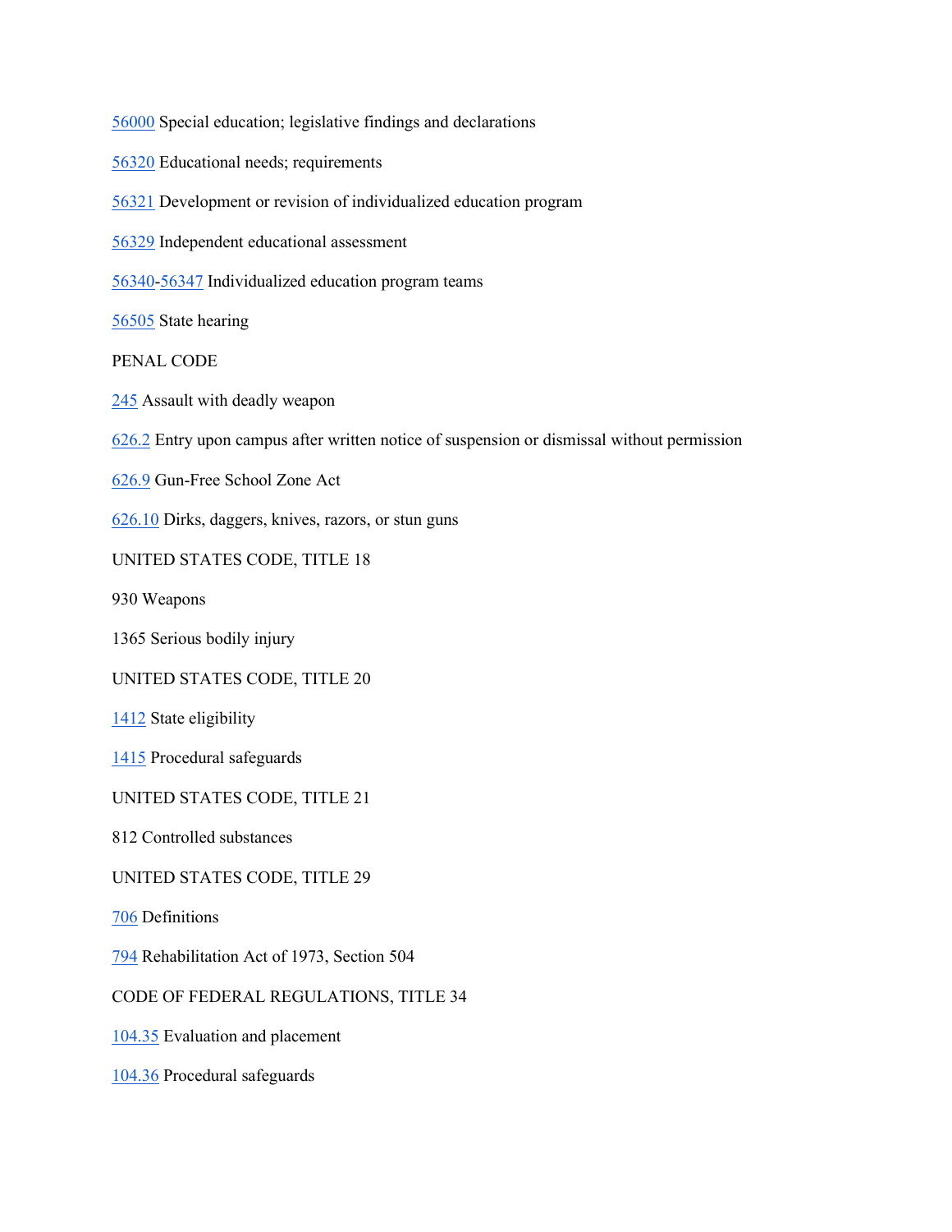56000 Special education; legislative findings and declarations

56320 Educational needs; requirements

56321 Development or revision of individualized education program

56329 Independent educational assessment

56340-56347 Individualized education program teams

56505 State hearing

PENAL CODE

245 Assault with deadly weapon

626.2 Entry upon campus after written notice of suspension or dismissal without permission

626.9 Gun-Free School Zone Act

626.10 Dirks, daggers, knives, razors, or stun guns

UNITED STATES CODE, TITLE 18

930 Weapons

1365 Serious bodily injury

UNITED STATES CODE, TITLE 20

1412 State eligibility

1415 Procedural safeguards

UNITED STATES CODE, TITLE 21

812 Controlled substances

UNITED STATES CODE, TITLE 29

706 Definitions

794 Rehabilitation Act of 1973, Section 504

CODE OF FEDERAL REGULATIONS, TITLE 34

104.35 Evaluation and placement

104.36 Procedural safeguards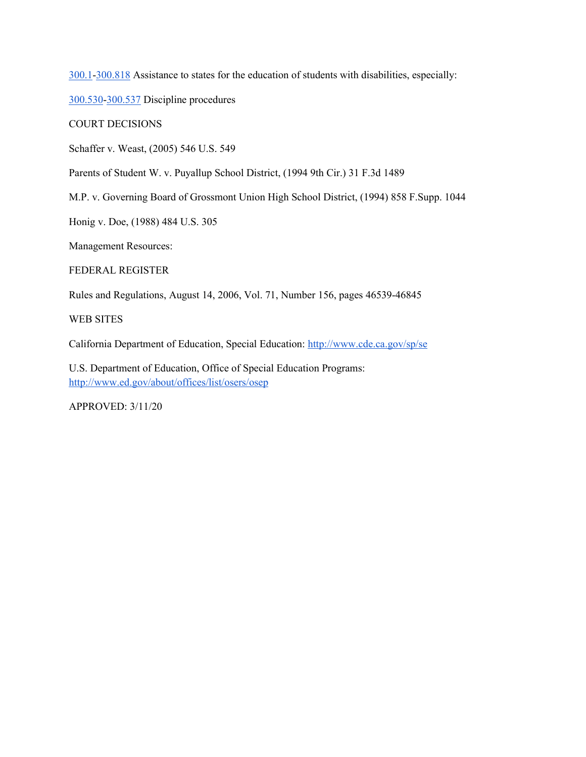[300.1](#)-[300.818](#) Assistance to states for the education of students with disabilities, especially:

[300.530](#)-[300.537](#) Discipline procedures

COURT DECISIONS

Schaffer v. Weast, (2005) 546 U.S. 549

Parents of Student W. v. Puyallup School District, (1994 9th Cir.) 31 F.3d 1489

M.P. v. Governing Board of Grossmont Union High School District, (1994) 858 F.Supp. 1044

Honig v. Doe, (1988) 484 U.S. 305

Management Resources:

FEDERAL REGISTER

Rules and Regulations, August 14, 2006, Vol. 71, Number 156, pages 46539-46845

WEB SITES

California Department of Education, Special Education: [http://www.cde.ca.gov/sp/se](http://www.cde.ca.gov/sp/se)

U.S. Department of Education, Office of Special Education Programs: [http://www.ed.gov/about/offices/list/osers/osep](http://www.ed.gov/about/offices/list/osers/osep)

APPROVED: 3/11/20